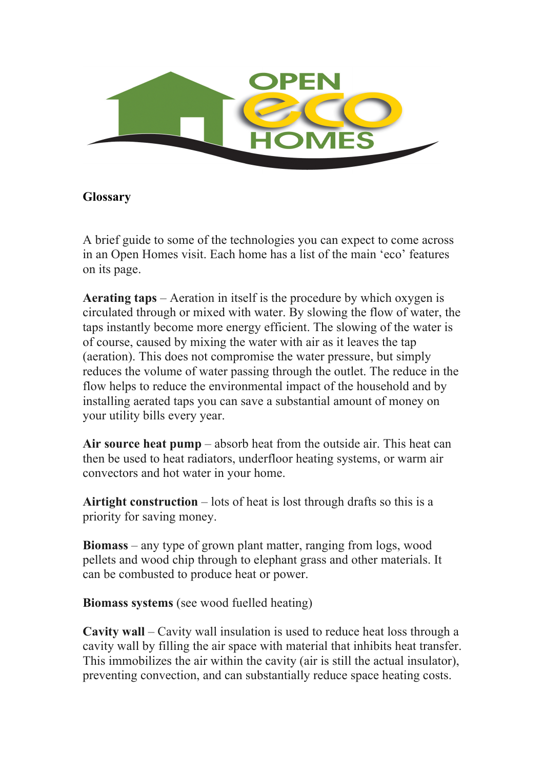**Glossary**

A brief guide to some of the technologies you can expect to come across in an Open Homes visit. Each home has a list of the main 'eco' features on its page.

**Aerating taps** – Aeration in itself is the procedure by which oxygen is circulated through or mixed with water. By slowing the flow of water, the taps instantly become more energy efficient. The slowing of the water is of course, caused by mixing the water with air as it leaves the tap (aeration). This does not compromise the water pressure, but simply reduces the volume of water passing through the outlet. The reduce in the flow helps to reduce the environmental impact of the household and by installing aerated taps you can save a substantial amount of money on your utility bills every year.

**Air source heat pump** – absorb heat from the outside air. This heat can then be used to heat radiators, underfloor heating systems, or warm air convectors and hot water in your home.

**Airtight construction** – lots of heat is lost through drafts so this is a priority for saving money.

**Biomass** – any type of grown plant matter, ranging from logs, wood pellets and wood chip through to elephant grass and other materials. It can be combusted to produce heat or power.

**Biomass systems** (see wood fuelled heating)

**Cavity wall** – Cavity wall insulation is used to reduce heat loss through a cavity wall by filling the air space with material that inhibits heat transfer. This immobilizes the air within the cavity (air is still the actual insulator), preventing convection, and can substantially reduce space heating costs.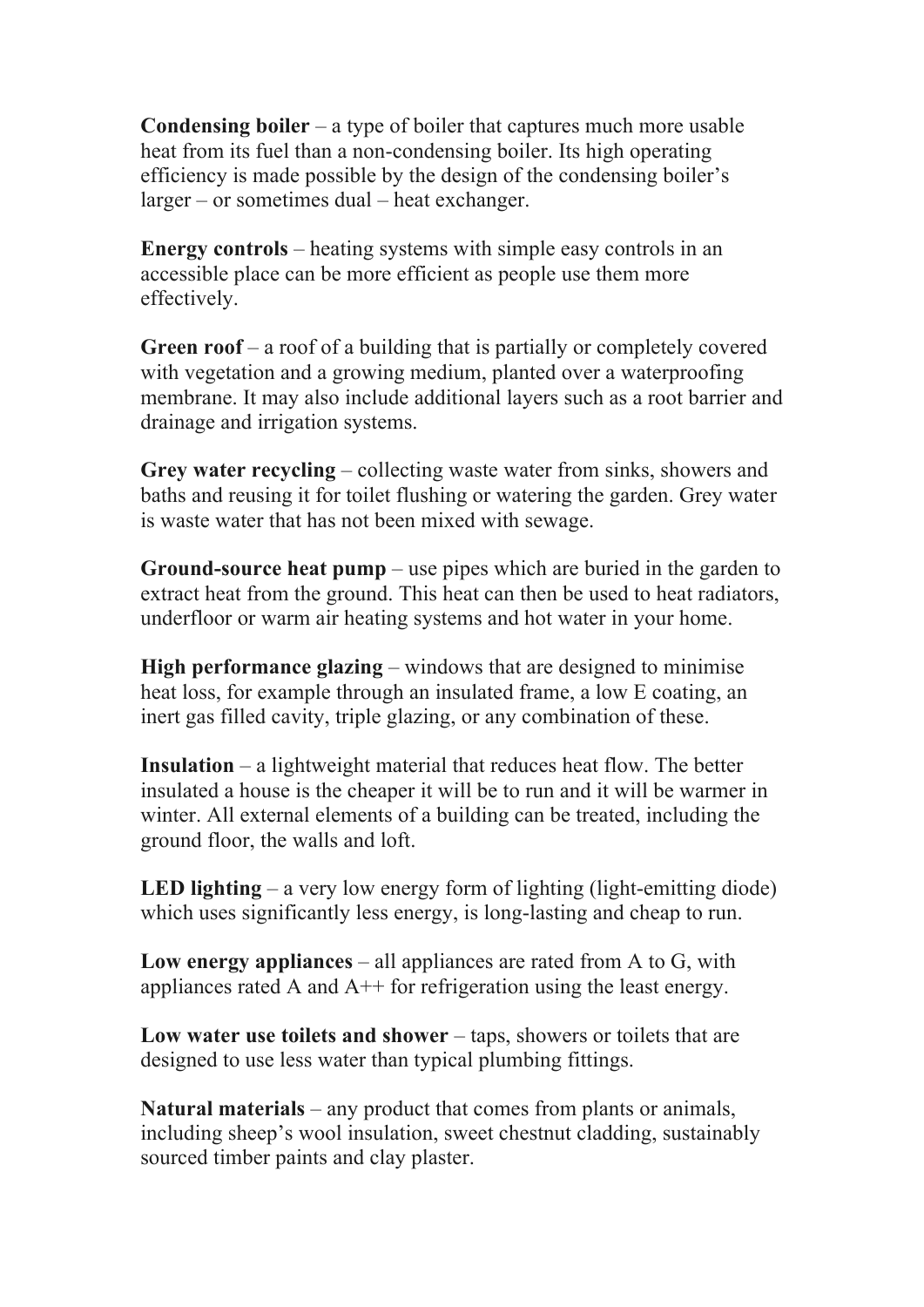**Condensing boiler** – a type of boiler that captures much more usable heat from its fuel than a non-condensing boiler. Its high operating efficiency is made possible by the design of the condensing boiler's larger – or sometimes dual – heat exchanger.

**Energy controls** – heating systems with simple easy controls in an accessible place can be more efficient as people use them more effectively.

**Green roof** – a roof of a building that is partially or completely covered with vegetation and a growing medium, planted over a waterproofing membrane. It may also include additional layers such as a root barrier and drainage and irrigation systems.

**Grey water recycling** – collecting waste water from sinks, showers and baths and reusing it for toilet flushing or watering the garden. Grey water is waste water that has not been mixed with sewage.

**Ground-source heat pump** – use pipes which are buried in the garden to extract heat from the ground. This heat can then be used to heat radiators, underfloor or warm air heating systems and hot water in your home.

**High performance glazing** – windows that are designed to minimise heat loss, for example through an insulated frame, a low E coating, an inert gas filled cavity, triple glazing, or any combination of these.

**Insulation** – a lightweight material that reduces heat flow. The better insulated a house is the cheaper it will be to run and it will be warmer in winter. All external elements of a building can be treated, including the ground floor, the walls and loft.

**LED lighting** – a very low energy form of lighting (light-emitting diode) which uses significantly less energy, is long-lasting and cheap to run.

**Low energy appliances** – all appliances are rated from A to G, with appliances rated A and A++ for refrigeration using the least energy.

**Low water use toilets and shower** – taps, showers or toilets that are designed to use less water than typical plumbing fittings.

**Natural materials** – any product that comes from plants or animals, including sheep's wool insulation, sweet chestnut cladding, sustainably sourced timber paints and clay plaster.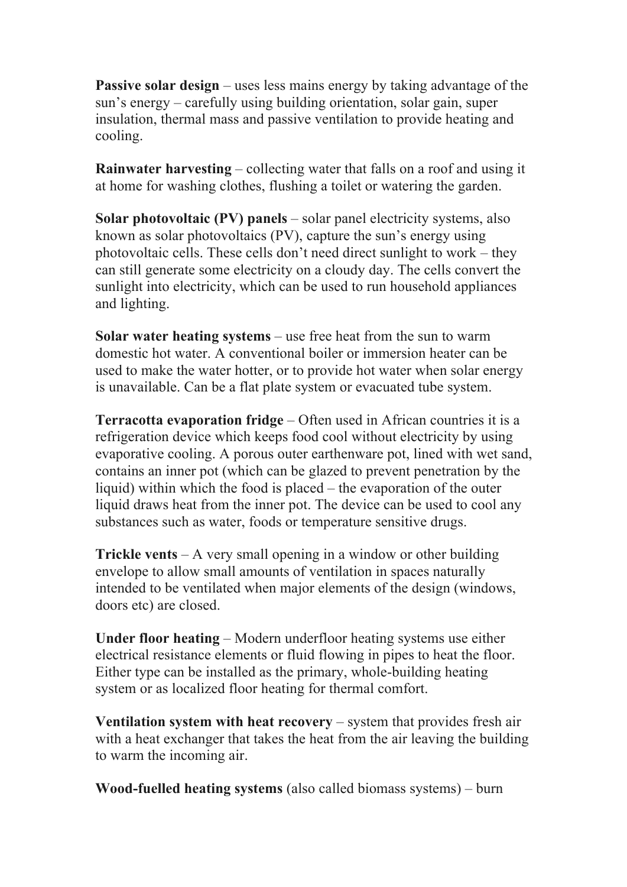**Passive solar design** – uses less mains energy by taking advantage of the sun's energy – carefully using building orientation, solar gain, super insulation, thermal mass and passive ventilation to provide heating and cooling.

**Rainwater harvesting** – collecting water that falls on a roof and using it at home for washing clothes, flushing a toilet or watering the garden.

**Solar photovoltaic (PV) panels** – solar panel electricity systems, also known as solar photovoltaics (PV), capture the sun's energy using photovoltaic cells. These cells don't need direct sunlight to work – they can still generate some electricity on a cloudy day. The cells convert the sunlight into electricity, which can be used to run household appliances and lighting.

**Solar water heating systems** – use free heat from the sun to warm domestic hot water. A conventional boiler or immersion heater can be used to make the water hotter, or to provide hot water when solar energy is unavailable. Can be a flat plate system or evacuated tube system.

**Terracotta evaporation fridge** – Often used in African countries it is a refrigeration device which keeps food cool without electricity by using evaporative cooling. A porous outer earthenware pot, lined with wet sand, contains an inner pot (which can be glazed to prevent penetration by the liquid) within which the food is placed – the evaporation of the outer liquid draws heat from the inner pot. The device can be used to cool any substances such as water, foods or temperature sensitive drugs.

**Trickle vents** – A very small opening in a window or other building envelope to allow small amounts of ventilation in spaces naturally intended to be ventilated when major elements of the design (windows, doors etc) are closed.

**Under floor heating** – Modern underfloor heating systems use either electrical resistance elements or fluid flowing in pipes to heat the floor. Either type can be installed as the primary, whole-building heating system or as localized floor heating for thermal comfort.

**Ventilation system with heat recovery** – system that provides fresh air with a heat exchanger that takes the heat from the air leaving the building to warm the incoming air.

**Wood-fuelled heating systems** (also called biomass systems) – burn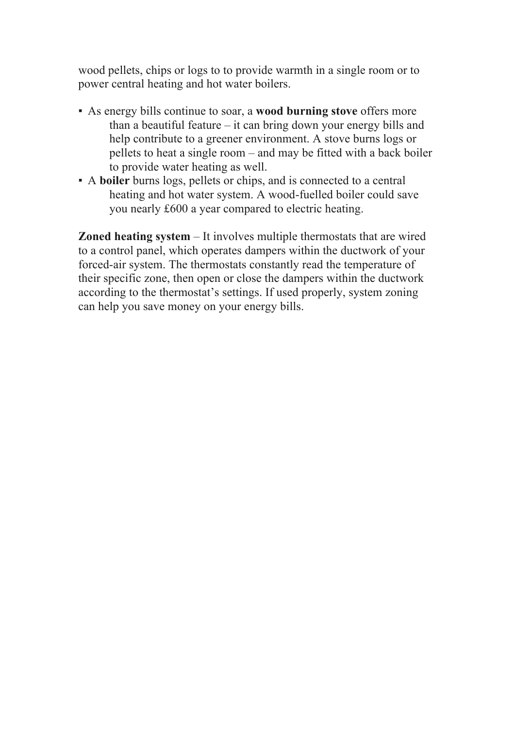wood pellets, chips or logs to to provide warmth in a single room or to power central heating and hot water boilers.

- As energy bills continue to soar, a **wood burning stove** offers more than a beautiful feature – it can bring down your energy bills and help contribute to a greener environment. A stove burns logs or pellets to heat a single room – and may be fitted with a back boiler to provide water heating as well.
- A **boiler** burns logs, pellets or chips, and is connected to a central heating and hot water system. A wood-fuelled boiler could save you nearly £600 a year compared to electric heating.

**Zoned heating system** – It involves multiple thermostats that are wired to a control panel, which operates dampers within the ductwork of your forced-air system. The thermostats constantly read the temperature of their specific zone, then open or close the dampers within the ductwork according to the thermostat's settings. If used properly, system zoning can help you save money on your energy bills.